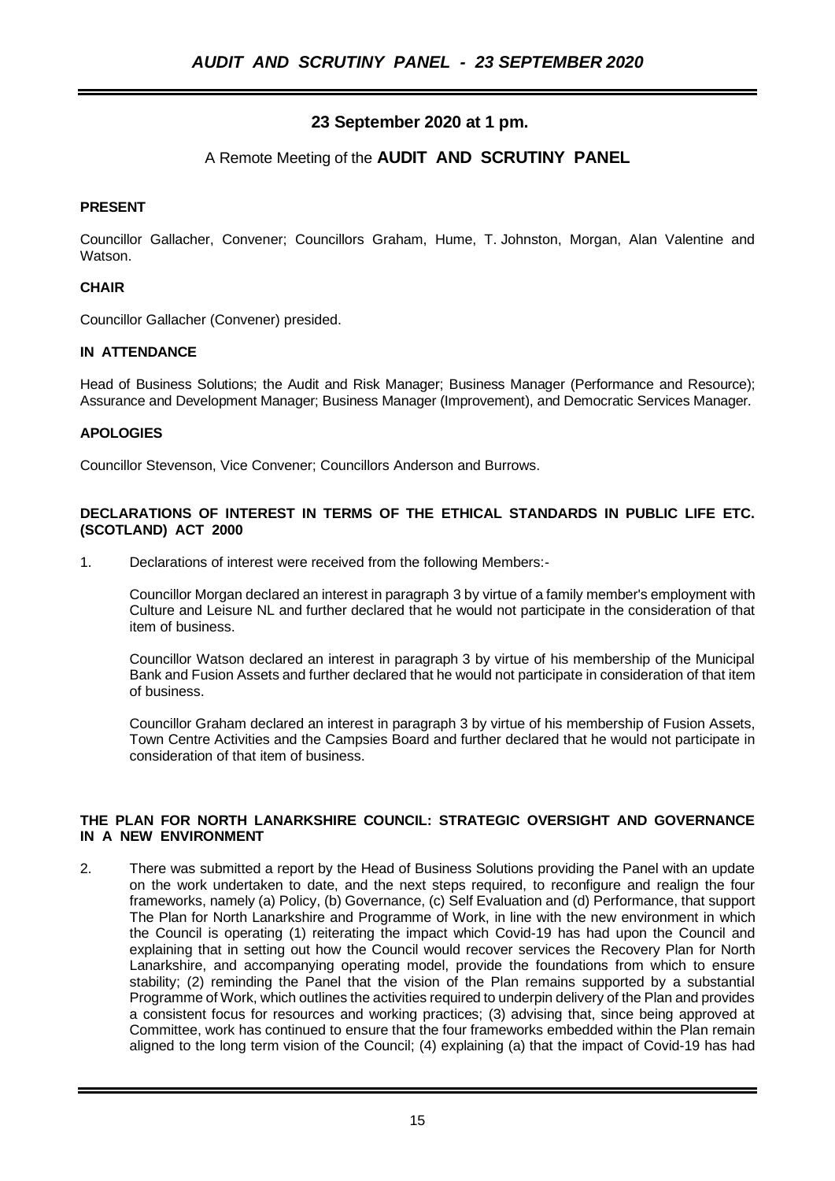# AUDIT AND SCRUTINY PANEL - 23 SEPTEMBER 2020

## 23 September 2020 at 1 pm.

A Remote Meeting of the **AUDIT AND SCRUTINY PANEL**

**PRESENT**

Councillor Gallacher, Convener; Councillors Graham, Hume, T. Johnston, Morgan, Alan Valentine and Watson.

**CHAIR**

Councillor Gallacher (Convener) presided.

**IN ATTENDANCE**

Head of Business Solutions; the Audit and Risk Manager; Business Manager (Performance and Resource); Assurance and Development Manager; Business Manager (Improvement), and Democratic Services Manager.

**APOLOGIES**

Councillor Stevenson, Vice Convener; Councillors Anderson and Burrows.

**DECLARATIONS OF INTEREST IN TERMS OF THE ETHICAL STANDARDS IN PUBLIC LIFE ETC. (SCOTLAND) ACT 2000**

1. Declarations of interest were received from the following Members:-

   Councillor Morgan declared an interest in paragraph 3 by virtue of a family member's employment with Culture and Leisure NL and further declared that he would not participate in the consideration of that item of business.

   Councillor Watson declared an interest in paragraph 3 by virtue of his membership of the Municipal Bank and Fusion Assets and further declared that he would not participate in consideration of that item of business.

   Councillor Graham declared an interest in paragraph 3 by virtue of his membership of Fusion Assets, Town Centre Activities and the Campsies Board and further declared that he would not participate in consideration of that item of business.

**THE PLAN FOR NORTH LANARKSHIRE COUNCIL: STRATEGIC OVERSIGHT AND GOVERNANCE IN A NEW ENVIRONMENT**

2. There was submitted a report by the Head of Business Solutions providing the Panel with an update on the work undertaken to date, and the next steps required, to reconfigure and realign the four frameworks, namely (a) Policy, (b) Governance, (c) Self Evaluation and (d) Performance, that support The Plan for North Lanarkshire and Programme of Work, in line with the new environment in which the Council is operating (1) reiterating the impact which Covid-19 has had upon the Council and explaining that in setting out how the Council would recover services the Recovery Plan for North Lanarkshire, and accompanying operating model, provide the foundations from which to ensure stability; (2) reminding the Panel that the vision of the Plan remains supported by a substantial Programme of Work, which outlines the activities required to underpin delivery of the Plan and provides a consistent focus for resources and working practices; (3) advising that, since being approved at Committee, work has continued to ensure that the four frameworks embedded within the Plan remain aligned to the long term vision of the Council; (4) explaining (a) that the impact of Covid-19 has had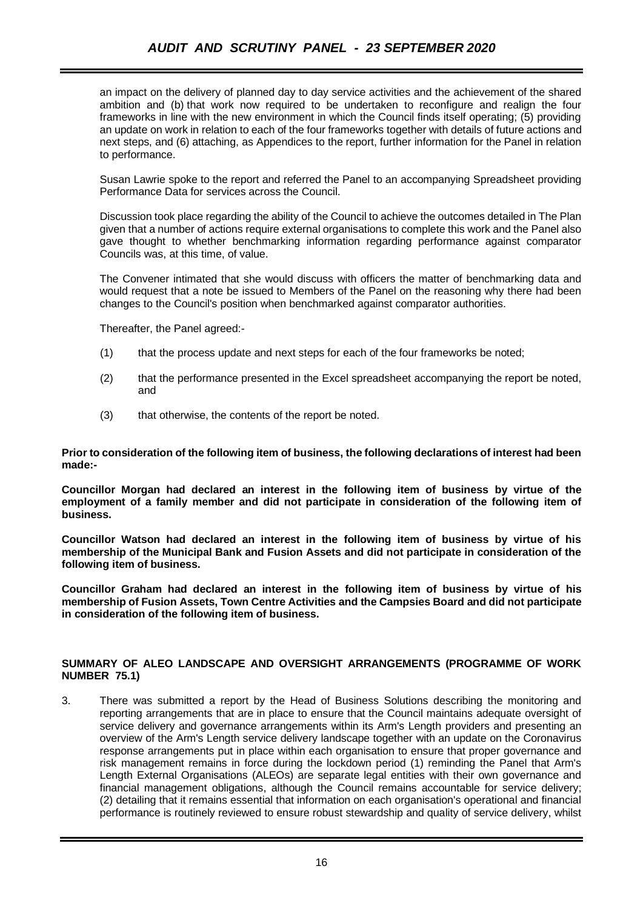an impact on the delivery of planned day to day service activities and the achievement of the shared ambition and (b) that work now required to be undertaken to reconfigure and realign the four frameworks in line with the new environment in which the Council finds itself operating; (5) providing an update on work in relation to each of the four frameworks together with details of future actions and next steps, and (6) attaching, as Appendices to the report, further information for the Panel in relation to performance.

Susan Lawrie spoke to the report and referred the Panel to an accompanying Spreadsheet providing Performance Data for services across the Council.

Discussion took place regarding the ability of the Council to achieve the outcomes detailed in The Plan given that a number of actions require external organisations to complete this work and the Panel also gave thought to whether benchmarking information regarding performance against comparator Councils was, at this time, of value.

The Convener intimated that she would discuss with officers the matter of benchmarking data and would request that a note be issued to Members of the Panel on the reasoning why there had been changes to the Council's position when benchmarked against comparator authorities.

Thereafter, the Panel agreed:-

(1) that the process update and next steps for each of the four frameworks be noted;

(2) that the performance presented in the Excel spreadsheet accompanying the report be noted, and

(3) that otherwise, the contents of the report be noted.

**Prior to consideration of the following item of business, the following declarations of interest had been made:-**

**Councillor Morgan had declared an interest in the following item of business by virtue of the employment of a family member and did not participate in consideration of the following item of business.**

**Councillor Watson had declared an interest in the following item of business by virtue of his membership of the Municipal Bank and Fusion Assets and did not participate in consideration of the following item of business.**

**Councillor Graham had declared an interest in the following item of business by virtue of his membership of Fusion Assets, Town Centre Activities and the Campsies Board and did not participate in consideration of the following item of business.**

**SUMMARY OF ALEO LANDSCAPE AND OVERSIGHT ARRANGEMENTS (PROGRAMME OF WORK NUMBER 75.1)**

3. There was submitted a report by the Head of Business Solutions describing the monitoring and reporting arrangements that are in place to ensure that the Council maintains adequate oversight of service delivery and governance arrangements within its Arm's Length providers and presenting an overview of the Arm's Length service delivery landscape together with an update on the Coronavirus response arrangements put in place within each organisation to ensure that proper governance and risk management remains in force during the lockdown period (1) reminding the Panel that Arm's Length External Organisations (ALEOs) are separate legal entities with their own governance and financial management obligations, although the Council remains accountable for service delivery; (2) detailing that it remains essential that information on each organisation's operational and financial performance is routinely reviewed to ensure robust stewardship and quality of service delivery, whilst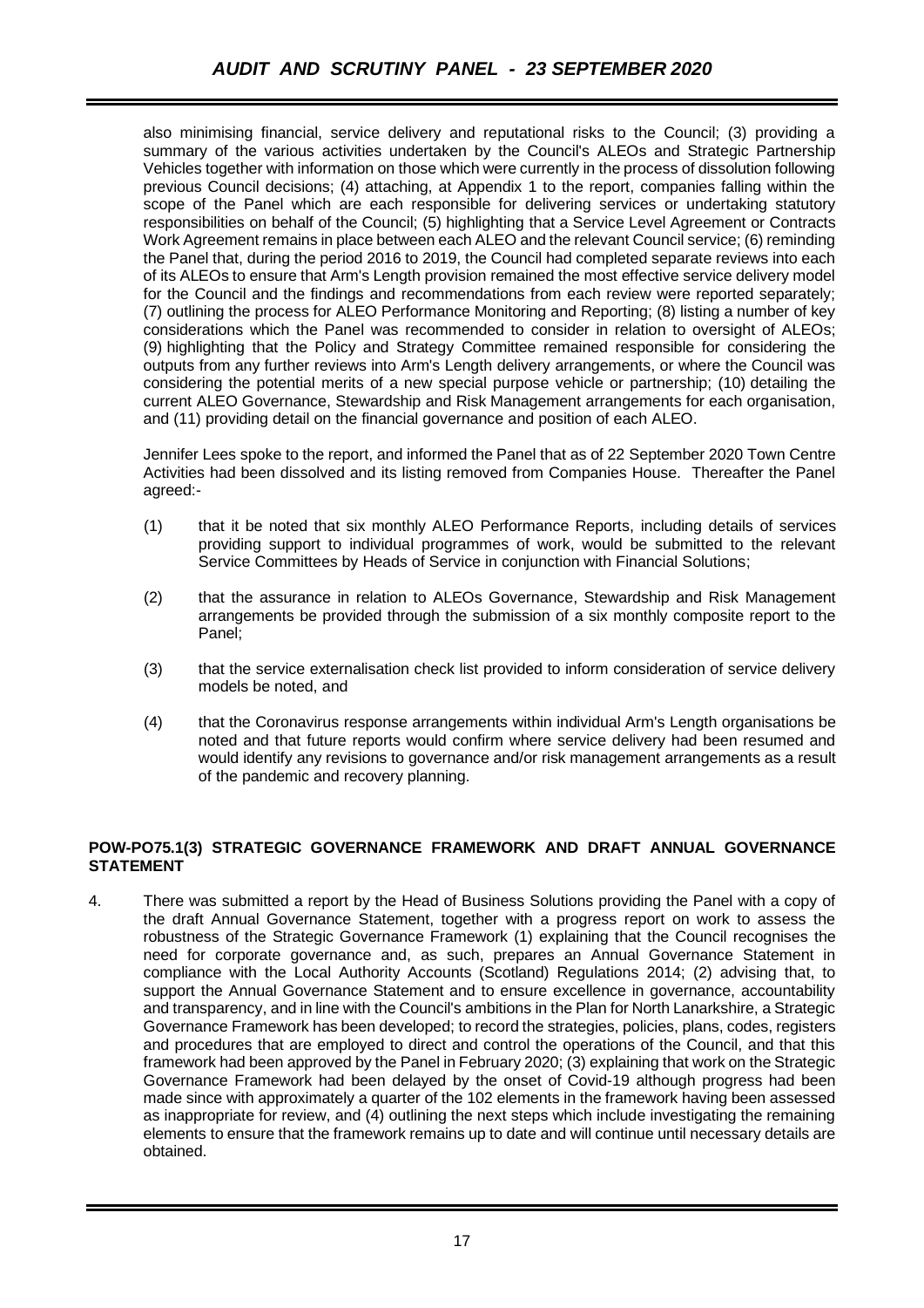also minimising financial, service delivery and reputational risks to the Council; (3) providing a summary of the various activities undertaken by the Council's ALEOs and Strategic Partnership Vehicles together with information on those which were currently in the process of dissolution following previous Council decisions; (4) attaching, at Appendix 1 to the report, companies falling within the scope of the Panel which are each responsible for delivering services or undertaking statutory responsibilities on behalf of the Council; (5) highlighting that a Service Level Agreement or Contracts Work Agreement remains in place between each ALEO and the relevant Council service; (6) reminding the Panel that, during the period 2016 to 2019, the Council had completed separate reviews into each of its ALEOs to ensure that Arm's Length provision remained the most effective service delivery model for the Council and the findings and recommendations from each review were reported separately; (7) outlining the process for ALEO Performance Monitoring and Reporting; (8) listing a number of key considerations which the Panel was recommended to consider in relation to oversight of ALEOs; (9) highlighting that the Policy and Strategy Committee remained responsible for considering the outputs from any further reviews into Arm's Length delivery arrangements, or where the Council was considering the potential merits of a new special purpose vehicle or partnership; (10) detailing the current ALEO Governance, Stewardship and Risk Management arrangements for each organisation, and (11) providing detail on the financial governance and position of each ALEO.

Jennifer Lees spoke to the report, and informed the Panel that as of 22 September 2020 Town Centre Activities had been dissolved and its listing removed from Companies House. Thereafter the Panel agreed:-

(1) that it be noted that six monthly ALEO Performance Reports, including details of services providing support to individual programmes of work, would be submitted to the relevant Service Committees by Heads of Service in conjunction with Financial Solutions;

(2) that the assurance in relation to ALEOs Governance, Stewardship and Risk Management arrangements be provided through the submission of a six monthly composite report to the Panel;

(3) that the service externalisation check list provided to inform consideration of service delivery models be noted, and

(4) that the Coronavirus response arrangements within individual Arm's Length organisations be noted and that future reports would confirm where service delivery had been resumed and would identify any revisions to governance and/or risk management arrangements as a result of the pandemic and recovery planning.

**POW-PO75.1(3) STRATEGIC GOVERNANCE FRAMEWORK AND DRAFT ANNUAL GOVERNANCE STATEMENT**

4. There was submitted a report by the Head of Business Solutions providing the Panel with a copy of the draft Annual Governance Statement, together with a progress report on work to assess the robustness of the Strategic Governance Framework (1) explaining that the Council recognises the need for corporate governance and, as such, prepares an Annual Governance Statement in compliance with the Local Authority Accounts (Scotland) Regulations 2014; (2) advising that, to support the Annual Governance Statement and to ensure excellence in governance, accountability and transparency, and in line with the Council's ambitions in the Plan for North Lanarkshire, a Strategic Governance Framework has been developed; to record the strategies, policies, plans, codes, registers and procedures that are employed to direct and control the operations of the Council, and that this framework had been approved by the Panel in February 2020; (3) explaining that work on the Strategic Governance Framework had been delayed by the onset of Covid-19 although progress had been made since with approximately a quarter of the 102 elements in the framework having been assessed as inappropriate for review, and (4) outlining the next steps which include investigating the remaining elements to ensure that the framework remains up to date and will continue until necessary details are obtained.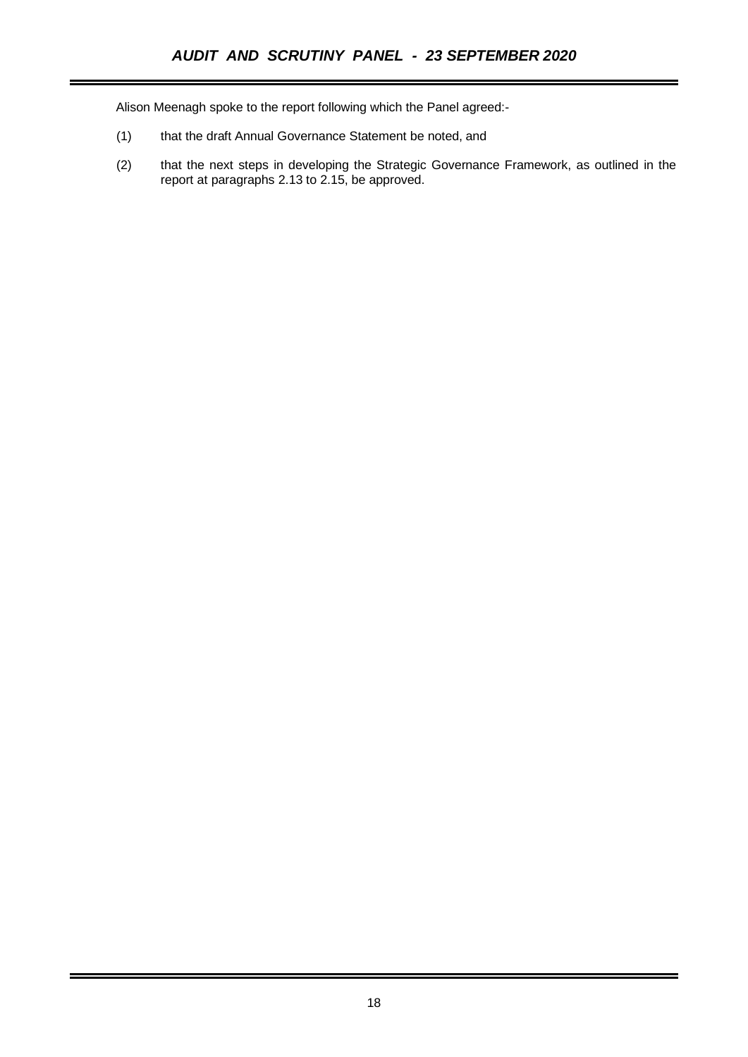Alison Meenagh spoke to the report following which the Panel agreed:-

(1) that the draft Annual Governance Statement be noted, and

(2) that the next steps in developing the Strategic Governance Framework, as outlined in the report at paragraphs 2.13 to 2.15, be approved.